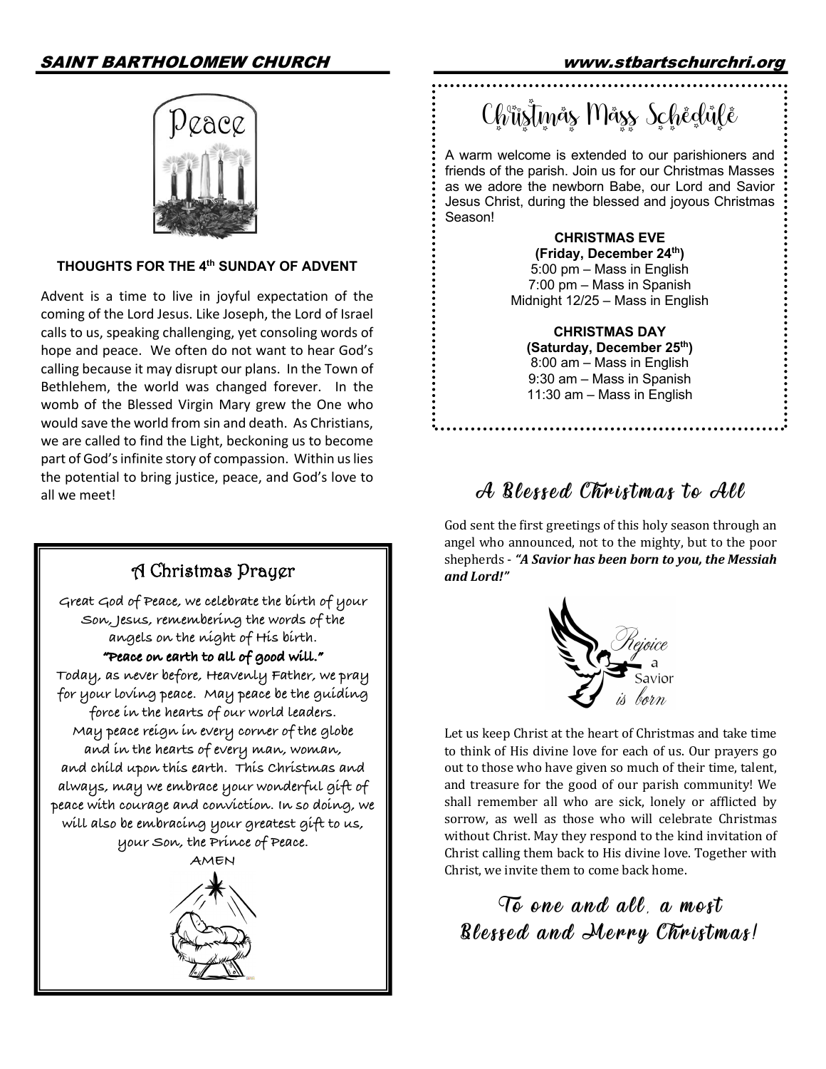## THOUGHTS FOR THE 4th SUNDAY OF ADVENT

Advent is a time to live in joyful expectation of the coming of the Lord Jesus. Like Joseph, the Lord of Israel calls to us, speaking challenging, yet consoling words of hope and peace. We often do not want to hear God's calling because it may disrupt our plans. In the Town of Bethlehem, the world was changed forever. In the womb of the Blessed Virgin Mary grew the One who would save the world from sin and death. As Christians, we are called to find the Light, beckoning us to become part of God's infinite story of compassion. Within us lies the potential to bring justice, peace, and God's love to all we meet!

## A Christmas Prayer

Great God of Peace, we celebrate the birth of your Son, Jesus, remembering the words of the angels on the night of His birth.

**"Peace on earth to all of good will."**

Today, as never before, Heavenly Father, we pray for your loving peace. May peace be the guiding force in the hearts of our world leaders. May peace reign in every corner of the globe and in the hearts of every man, woman, and child upon this earth. This Christmas and always, may we embrace your wonderful gift of peace with courage and conviction. In so doing, we will also be embracing your greatest gift to us, your Son, the Prince of Peace.

AMEN

## Christmas Mass Schedule

A warm welcome is extended to our parishioners and friends of the parish. Join us for our Christmas Masses as we adore the newborn Babe, our Lord and Savior Jesus Christ, during the blessed and joyous Christmas Season!

**CHRISTMAS EVE**
**(Friday, December 24th)**
5:00 pm – Mass in English
7:00 pm – Mass in Spanish
Midnight 12/25 – Mass in English

**CHRISTMAS DAY**
**(Saturday, December 25th)**
8:00 am – Mass in English
9:30 am – Mass in Spanish
11:30 am – Mass in English

## A Blessed Christmas to All

God sent the first greetings of this holy season through an angel who announced, not to the mighty, but to the poor shepherds - ***"A Savior has been born to you, the Messiah and Lord!"***

Rejoice a Savior is born

Let us keep Christ at the heart of Christmas and take time to think of His divine love for each of us. Our prayers go out to those who have given so much of their time, talent, and treasure for the good of our parish community! We shall remember all who are sick, lonely or afflicted by sorrow, as well as those who will celebrate Christmas without Christ. May they respond to the kind invitation of Christ calling them back to His divine love. Together with Christ, we invite them to come back home.

*To one and all, a most Blessed and Merry Christmas!*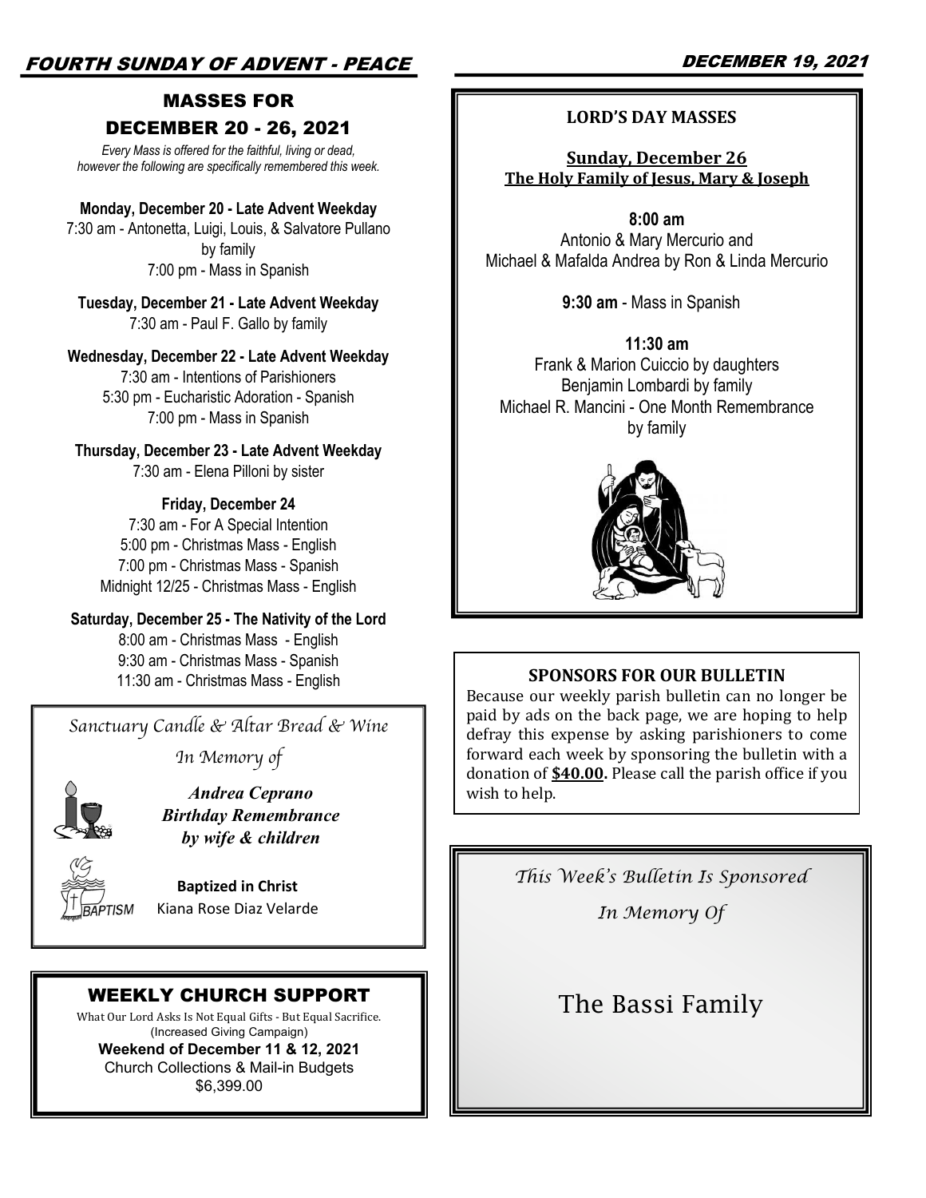FOURTH SUNDAY OF ADVENT - PEACE

DECEMBER 19, 2021

## MASSES FOR DECEMBER 20 - 26, 2021

*Every Mass is offered for the faithful, living or dead, however the following are specifically remembered this week.*

**Monday, December 20 - Late Advent Weekday**
7:30 am - Antonetta, Luigi, Louis, & Salvatore Pullano by family
7:00 pm - Mass in Spanish

**Tuesday, December 21 - Late Advent Weekday**
7:30 am - Paul F. Gallo by family

**Wednesday, December 22 - Late Advent Weekday**
7:30 am - Intentions of Parishioners
5:30 pm - Eucharistic Adoration - Spanish
7:00 pm - Mass in Spanish

**Thursday, December 23 - Late Advent Weekday**
7:30 am - Elena Pilloni by sister

**Friday, December 24**
7:30 am - For A Special Intention
5:00 pm - Christmas Mass - English
7:00 pm - Christmas Mass - Spanish
Midnight 12/25 - Christmas Mass - English

**Saturday, December 25 - The Nativity of the Lord**
8:00 am - Christmas Mass - English
9:30 am - Christmas Mass - Spanish
11:30 am - Christmas Mass - English

*Sanctuary Candle & Altar Bread & Wine*

*In Memory of*

***Andrea Ceprano***
***Birthday Remembrance***
***by wife & children***

**Baptized in Christ**
Kiana Rose Diaz Velarde

## WEEKLY CHURCH SUPPORT

What Our Lord Asks Is Not Equal Gifts - But Equal Sacrifice.
(Increased Giving Campaign)
**Weekend of December 11 & 12, 2021**
Church Collections & Mail-in Budgets
$6,399.00

## LORD'S DAY MASSES

**Sunday, December 26**
**The Holy Family of Jesus, Mary & Joseph**

**8:00 am**
Antonio & Mary Mercurio and
Michael & Mafalda Andrea by Ron & Linda Mercurio

**9:30 am** - Mass in Spanish

**11:30 am**
Frank & Marion Cuiccio by daughters
Benjamin Lombardi by family
Michael R. Mancini - One Month Remembrance by family

## SPONSORS FOR OUR BULLETIN

Because our weekly parish bulletin can no longer be paid by ads on the back page, we are hoping to help defray this expense by asking parishioners to come forward each week by sponsoring the bulletin with a donation of **$40.00.** Please call the parish office if you wish to help.

*This Week's Bulletin Is Sponsored*

*In Memory Of*

The Bassi Family